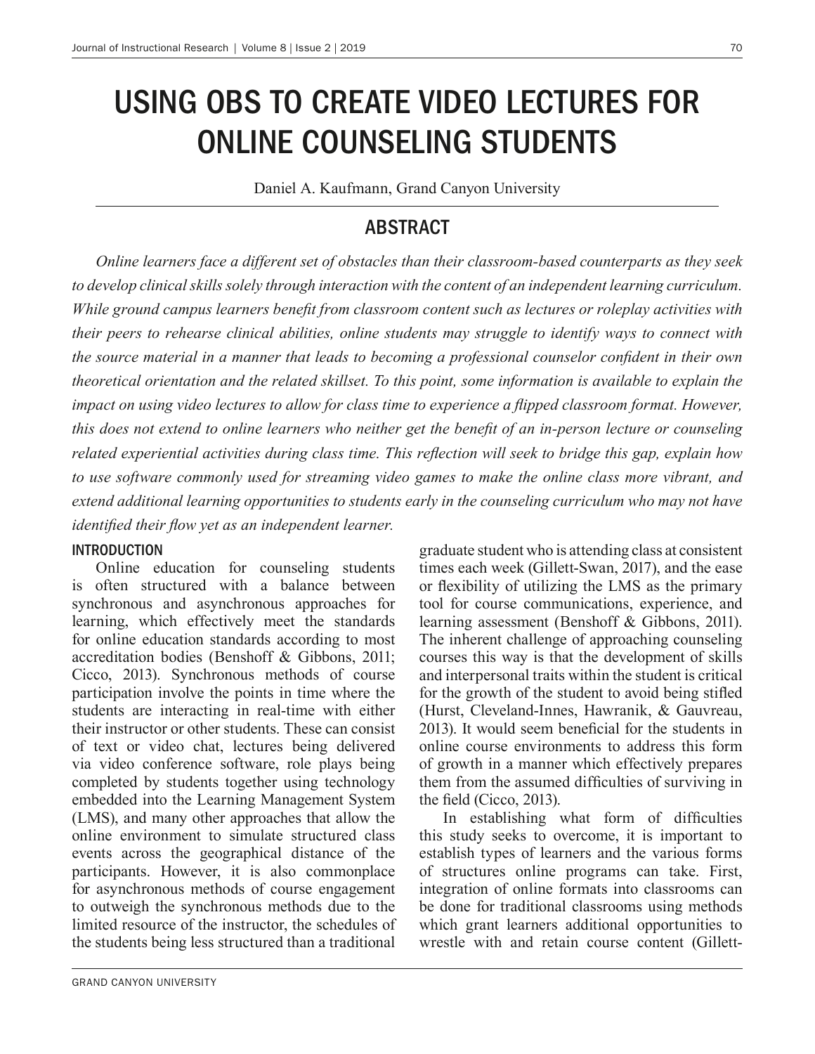# USING OBS TO CREATE VIDEO LECTURES FOR ONLINE COUNSELING STUDENTS

Daniel A. Kaufmann, Grand Canyon University

## ABSTRACT

*Online learners face a different set of obstacles than their classroom-based counterparts as they seek to develop clinical skills solely through interaction with the content of an independent learning curriculum. While ground campus learners benefit from classroom content such as lectures or roleplay activities with their peers to rehearse clinical abilities, online students may struggle to identify ways to connect with the source material in a manner that leads to becoming a professional counselor confident in their own theoretical orientation and the related skillset. To this point, some information is available to explain the impact on using video lectures to allow for class time to experience a flipped classroom format. However, this does not extend to online learners who neither get the benefit of an in-person lecture or counseling related experiential activities during class time. This reflection will seek to bridge this gap, explain how to use software commonly used for streaming video games to make the online class more vibrant, and extend additional learning opportunities to students early in the counseling curriculum who may not have identified their flow yet as an independent learner.*

### INTRODUCTION

Online education for counseling students is often structured with a balance between synchronous and asynchronous approaches for learning, which effectively meet the standards for online education standards according to most accreditation bodies (Benshoff & Gibbons, 2011; Cicco, 2013). Synchronous methods of course participation involve the points in time where the students are interacting in real-time with either their instructor or other students. These can consist of text or video chat, lectures being delivered via video conference software, role plays being completed by students together using technology embedded into the Learning Management System (LMS), and many other approaches that allow the online environment to simulate structured class events across the geographical distance of the participants. However, it is also commonplace for asynchronous methods of course engagement to outweigh the synchronous methods due to the limited resource of the instructor, the schedules of the students being less structured than a traditional graduate student who is attending class at consistent times each week (Gillett-Swan, 2017), and the ease or flexibility of utilizing the LMS as the primary tool for course communications, experience, and learning assessment (Benshoff & Gibbons, 2011). The inherent challenge of approaching counseling courses this way is that the development of skills and interpersonal traits within the student is critical for the growth of the student to avoid being stifled (Hurst, Cleveland-Innes, Hawranik, & Gauvreau, 2013). It would seem beneficial for the students in online course environments to address this form of growth in a manner which effectively prepares them from the assumed difficulties of surviving in the field (Cicco, 2013).

In establishing what form of difficulties this study seeks to overcome, it is important to establish types of learners and the various forms of structures online programs can take. First, integration of online formats into classrooms can be done for traditional classrooms using methods which grant learners additional opportunities to wrestle with and retain course content (Gillett-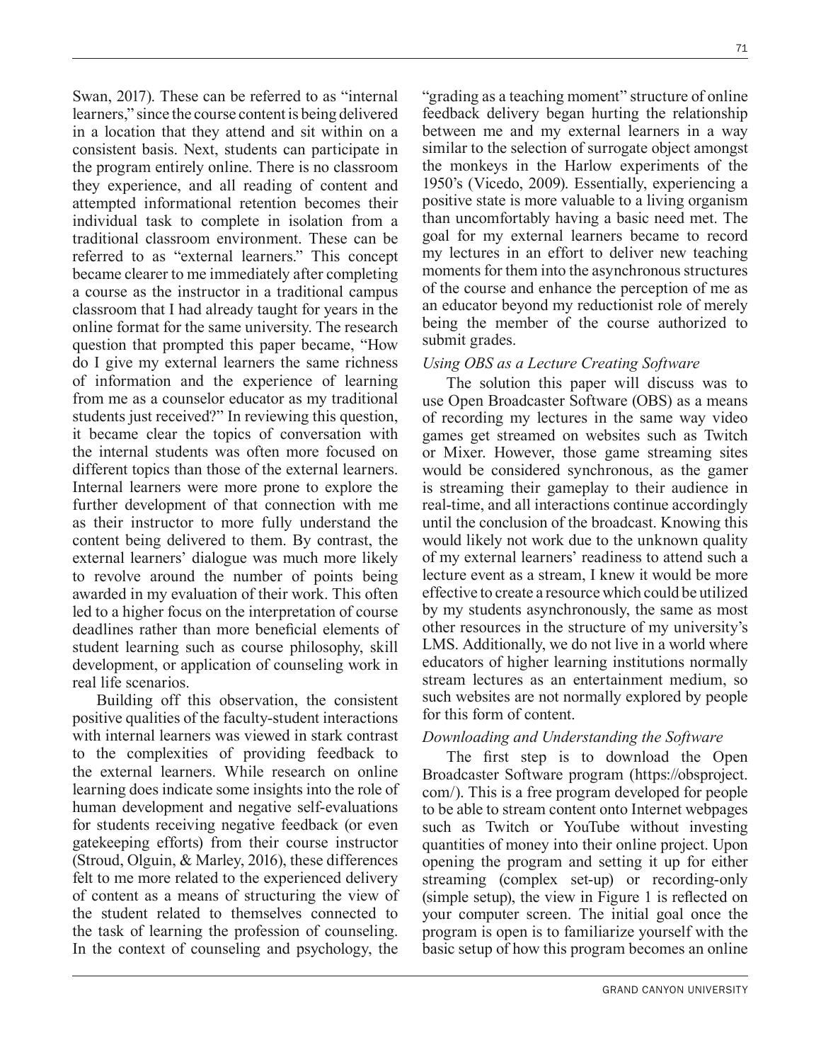Swan, 2017). These can be referred to as "internal learners," since the course content is being delivered in a location that they attend and sit within on a consistent basis. Next, students can participate in the program entirely online. There is no classroom they experience, and all reading of content and attempted informational retention becomes their individual task to complete in isolation from a traditional classroom environment. These can be referred to as "external learners." This concept became clearer to me immediately after completing a course as the instructor in a traditional campus classroom that I had already taught for years in the online format for the same university. The research question that prompted this paper became, "How do I give my external learners the same richness of information and the experience of learning from me as a counselor educator as my traditional students just received?" In reviewing this question, it became clear the topics of conversation with the internal students was often more focused on different topics than those of the external learners. Internal learners were more prone to explore the further development of that connection with me as their instructor to more fully understand the content being delivered to them. By contrast, the external learners' dialogue was much more likely to revolve around the number of points being awarded in my evaluation of their work. This often led to a higher focus on the interpretation of course deadlines rather than more beneficial elements of student learning such as course philosophy, skill development, or application of counseling work in real life scenarios.

Building off this observation, the consistent positive qualities of the faculty-student interactions with internal learners was viewed in stark contrast to the complexities of providing feedback to the external learners. While research on online learning does indicate some insights into the role of human development and negative self-evaluations for students receiving negative feedback (or even gatekeeping efforts) from their course instructor (Stroud, Olguin, & Marley, 2016), these differences felt to me more related to the experienced delivery of content as a means of structuring the view of the student related to themselves connected to the task of learning the profession of counseling. In the context of counseling and psychology, the "grading as a teaching moment" structure of online feedback delivery began hurting the relationship between me and my external learners in a way similar to the selection of surrogate object amongst the monkeys in the Harlow experiments of the 1950's (Vicedo, 2009). Essentially, experiencing a positive state is more valuable to a living organism than uncomfortably having a basic need met. The goal for my external learners became to record my lectures in an effort to deliver new teaching moments for them into the asynchronous structures of the course and enhance the perception of me as an educator beyond my reductionist role of merely being the member of the course authorized to submit grades.

### *Using OBS as a Lecture Creating Software*

The solution this paper will discuss was to use Open Broadcaster Software (OBS) as a means of recording my lectures in the same way video games get streamed on websites such as Twitch or Mixer. However, those game streaming sites would be considered synchronous, as the gamer is streaming their gameplay to their audience in real-time, and all interactions continue accordingly until the conclusion of the broadcast. Knowing this would likely not work due to the unknown quality of my external learners' readiness to attend such a lecture event as a stream, I knew it would be more effective to create a resource which could be utilized by my students asynchronously, the same as most other resources in the structure of my university's LMS. Additionally, we do not live in a world where educators of higher learning institutions normally stream lectures as an entertainment medium, so such websites are not normally explored by people for this form of content.

### *Downloading and Understanding the Software*

The first step is to download the Open Broadcaster Software program (https://obsproject.com/). This is a free program developed for people to be able to stream content onto Internet webpages such as Twitch or YouTube without investing quantities of money into their online project. Upon opening the program and setting it up for either streaming (complex set-up) or recording-only (simple setup), the view in Figure 1 is reflected on your computer screen. The initial goal once the program is open is to familiarize yourself with the basic setup of how this program becomes an online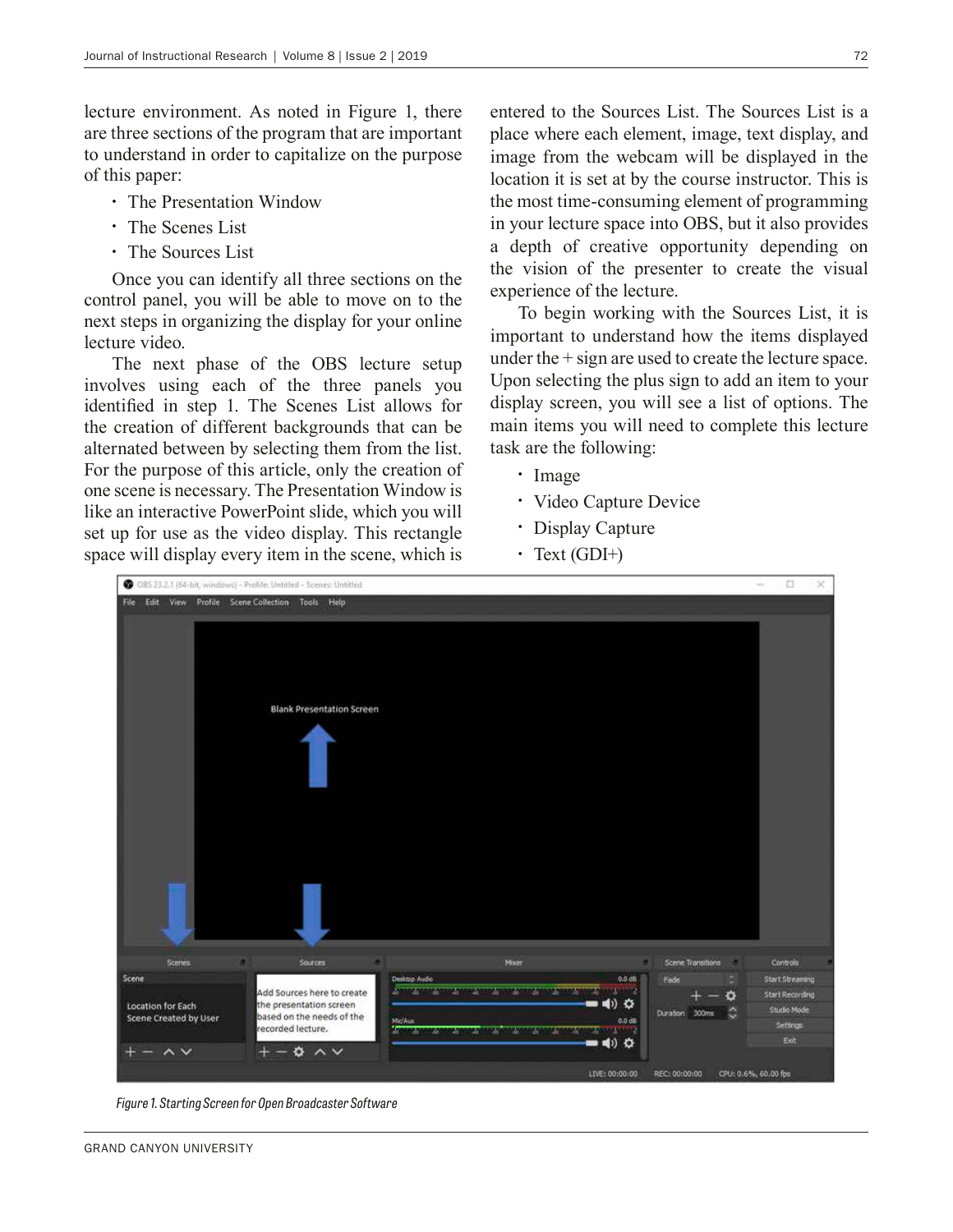lecture environment. As noted in Figure 1, there are three sections of the program that are important to understand in order to capitalize on the purpose of this paper:

- The Presentation Window
- The Scenes List
- The Sources List

Once you can identify all three sections on the control panel, you will be able to move on to the next steps in organizing the display for your online lecture video.

The next phase of the OBS lecture setup involves using each of the three panels you identified in step 1. The Scenes List allows for the creation of different backgrounds that can be alternated between by selecting them from the list. For the purpose of this article, only the creation of one scene is necessary. The Presentation Window is like an interactive PowerPoint slide, which you will set up for use as the video display. This rectangle space will display every item in the scene, which is entered to the Sources List. The Sources List is a place where each element, image, text display, and image from the webcam will be displayed in the location it is set at by the course instructor. This is the most time-consuming element of programming in your lecture space into OBS, but it also provides a depth of creative opportunity depending on the vision of the presenter to create the visual experience of the lecture.

To begin working with the Sources List, it is important to understand how the items displayed under the + sign are used to create the lecture space. Upon selecting the plus sign to add an item to your display screen, you will see a list of options. The main items you will need to complete this lecture task are the following:

- Image
- Video Capture Device
- Display Capture
- Text (GDI+)

*Figure 1. Starting Screen for Open Broadcaster Software*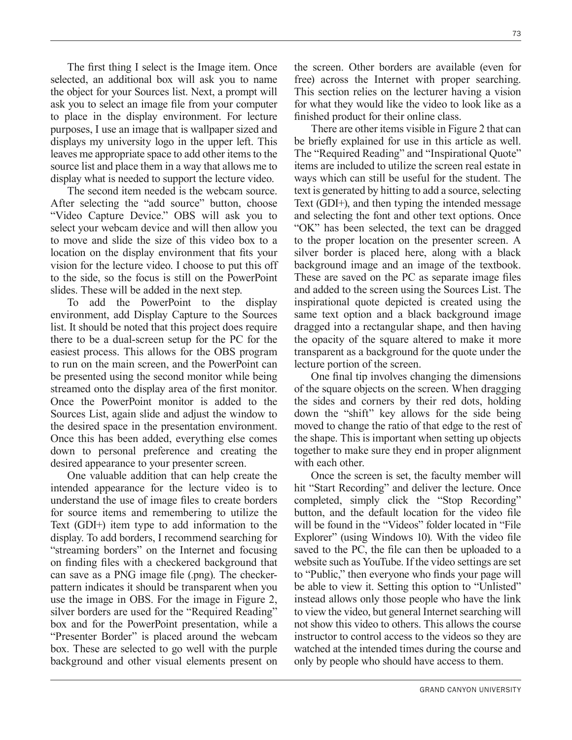The first thing I select is the Image item. Once selected, an additional box will ask you to name the object for your Sources list. Next, a prompt will ask you to select an image file from your computer to place in the display environment. For lecture purposes, I use an image that is wallpaper sized and displays my university logo in the upper left. This leaves me appropriate space to add other items to the source list and place them in a way that allows me to display what is needed to support the lecture video.

The second item needed is the webcam source. After selecting the "add source" button, choose "Video Capture Device." OBS will ask you to select your webcam device and will then allow you to move and slide the size of this video box to a location on the display environment that fits your vision for the lecture video. I choose to put this off to the side, so the focus is still on the PowerPoint slides. These will be added in the next step.

To add the PowerPoint to the display environment, add Display Capture to the Sources list. It should be noted that this project does require there to be a dual-screen setup for the PC for the easiest process. This allows for the OBS program to run on the main screen, and the PowerPoint can be presented using the second monitor while being streamed onto the display area of the first monitor. Once the PowerPoint monitor is added to the Sources List, again slide and adjust the window to the desired space in the presentation environment. Once this has been added, everything else comes down to personal preference and creating the desired appearance to your presenter screen.

One valuable addition that can help create the intended appearance for the lecture video is to understand the use of image files to create borders for source items and remembering to utilize the Text (GDI+) item type to add information to the display. To add borders, I recommend searching for "streaming borders" on the Internet and focusing on finding files with a checkered background that can save as a PNG image file (.png). The checker-pattern indicates it should be transparent when you use the image in OBS. For the image in Figure 2, silver borders are used for the "Required Reading" box and for the PowerPoint presentation, while a "Presenter Border" is placed around the webcam box. These are selected to go well with the purple background and other visual elements present on the screen. Other borders are available (even for free) across the Internet with proper searching. This section relies on the lecturer having a vision for what they would like the video to look like as a finished product for their online class.

There are other items visible in Figure 2 that can be briefly explained for use in this article as well. The "Required Reading" and "Inspirational Quote" items are included to utilize the screen real estate in ways which can still be useful for the student. The text is generated by hitting to add a source, selecting Text (GDI+), and then typing the intended message and selecting the font and other text options. Once "OK" has been selected, the text can be dragged to the proper location on the presenter screen. A silver border is placed here, along with a black background image and an image of the textbook. These are saved on the PC as separate image files and added to the screen using the Sources List. The inspirational quote depicted is created using the same text option and a black background image dragged into a rectangular shape, and then having the opacity of the square altered to make it more transparent as a background for the quote under the lecture portion of the screen.

One final tip involves changing the dimensions of the square objects on the screen. When dragging the sides and corners by their red dots, holding down the "shift" key allows for the side being moved to change the ratio of that edge to the rest of the shape. This is important when setting up objects together to make sure they end in proper alignment with each other.

Once the screen is set, the faculty member will hit "Start Recording" and deliver the lecture. Once completed, simply click the "Stop Recording" button, and the default location for the video file will be found in the "Videos" folder located in "File Explorer" (using Windows 10). With the video file saved to the PC, the file can then be uploaded to a website such as YouTube. If the video settings are set to "Public," then everyone who finds your page will be able to view it. Setting this option to "Unlisted" instead allows only those people who have the link to view the video, but general Internet searching will not show this video to others. This allows the course instructor to control access to the videos so they are watched at the intended times during the course and only by people who should have access to them.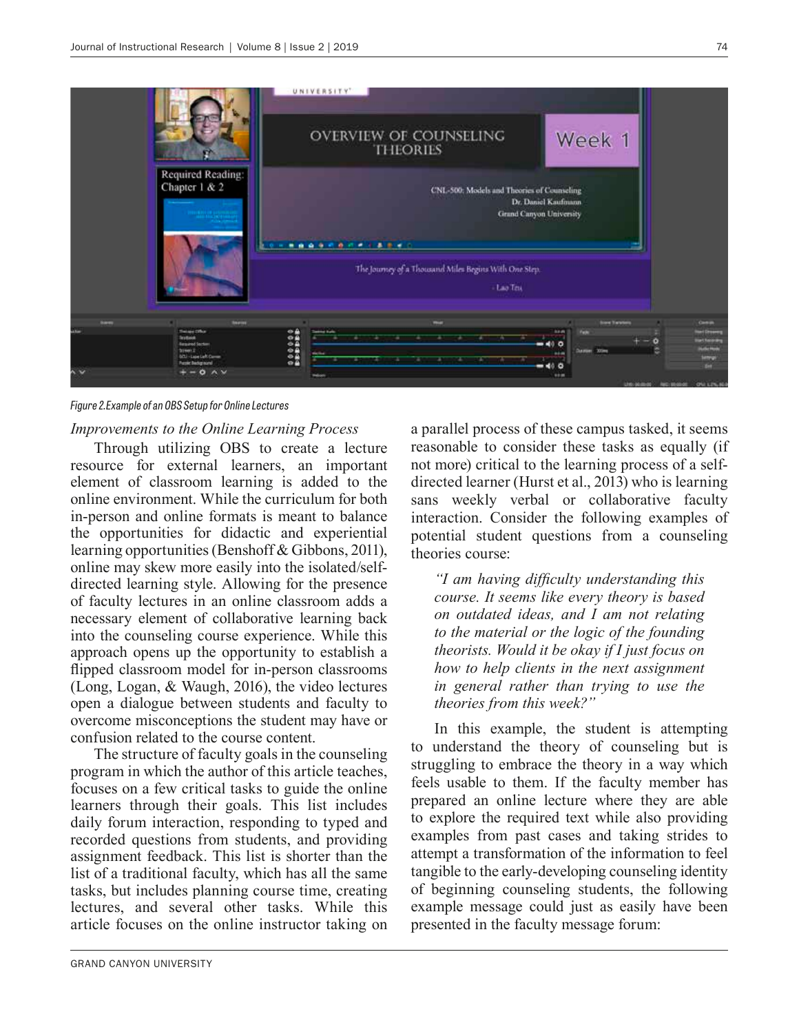Figure 2. Example of an OBS Setup for Online Lectures

*Improvements to the Online Learning Process*

Through utilizing OBS to create a lecture resource for external learners, an important element of classroom learning is added to the online environment. While the curriculum for both in-person and online formats is meant to balance the opportunities for didactic and experiential learning opportunities (Benshoff & Gibbons, 2011), online may skew more easily into the isolated/self-directed learning style. Allowing for the presence of faculty lectures in an online classroom adds a necessary element of collaborative learning back into the counseling course experience. While this approach opens up the opportunity to establish a flipped classroom model for in-person classrooms (Long, Logan, & Waugh, 2016), the video lectures open a dialogue between students and faculty to overcome misconceptions the student may have or confusion related to the course content.

The structure of faculty goals in the counseling program in which the author of this article teaches, focuses on a few critical tasks to guide the online learners through their goals. This list includes daily forum interaction, responding to typed and recorded questions from students, and providing assignment feedback. This list is shorter than the list of a traditional faculty, which has all the same tasks, but includes planning course time, creating lectures, and several other tasks. While this article focuses on the online instructor taking on a parallel process of these campus tasked, it seems reasonable to consider these tasks as equally (if not more) critical to the learning process of a self-directed learner (Hurst et al., 2013) who is learning sans weekly verbal or collaborative faculty interaction. Consider the following examples of potential student questions from a counseling theories course:

> *"I am having difficulty understanding this course. It seems like every theory is based on outdated ideas, and I am not relating to the material or the logic of the founding theorists. Would it be okay if I just focus on how to help clients in the next assignment in general rather than trying to use the theories from this week?"*

In this example, the student is attempting to understand the theory of counseling but is struggling to embrace the theory in a way which feels usable to them. If the faculty member has prepared an online lecture where they are able to explore the required text while also providing examples from past cases and taking strides to attempt a transformation of the information to feel tangible to the early-developing counseling identity of beginning counseling students, the following example message could just as easily have been presented in the faculty message forum: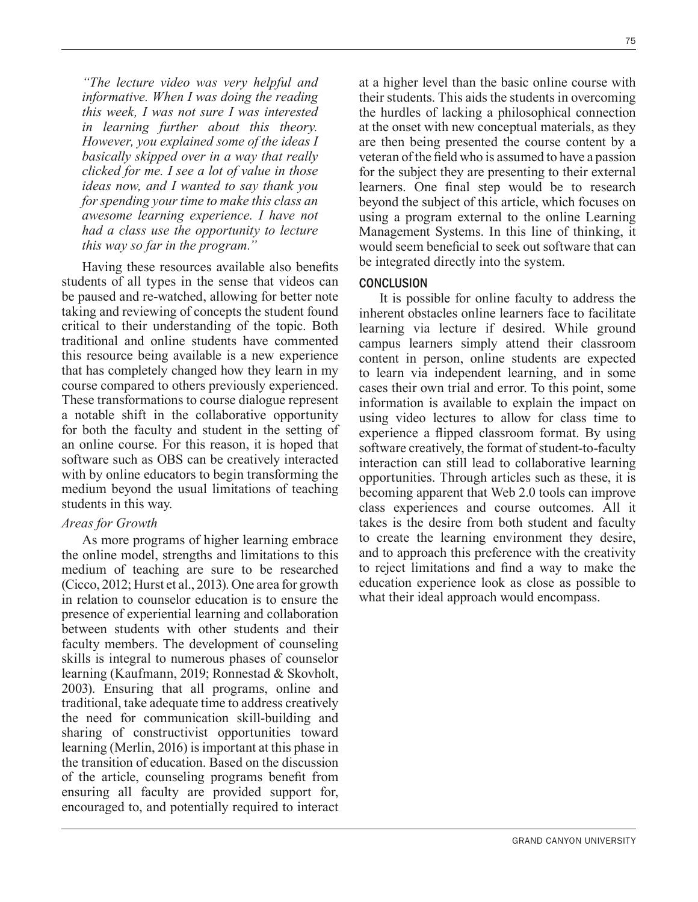*"The lecture video was very helpful and informative. When I was doing the reading this week, I was not sure I was interested in learning further about this theory. However, you explained some of the ideas I basically skipped over in a way that really clicked for me. I see a lot of value in those ideas now, and I wanted to say thank you for spending your time to make this class an awesome learning experience. I have not had a class use the opportunity to lecture this way so far in the program."*

Having these resources available also benefits students of all types in the sense that videos can be paused and re-watched, allowing for better note taking and reviewing of concepts the student found critical to their understanding of the topic. Both traditional and online students have commented this resource being available is a new experience that has completely changed how they learn in my course compared to others previously experienced. These transformations to course dialogue represent a notable shift in the collaborative opportunity for both the faculty and student in the setting of an online course. For this reason, it is hoped that software such as OBS can be creatively interacted with by online educators to begin transforming the medium beyond the usual limitations of teaching students in this way.

### *Areas for Growth*

As more programs of higher learning embrace the online model, strengths and limitations to this medium of teaching are sure to be researched (Cicco, 2012; Hurst et al., 2013). One area for growth in relation to counselor education is to ensure the presence of experiential learning and collaboration between students with other students and their faculty members. The development of counseling skills is integral to numerous phases of counselor learning (Kaufmann, 2019; Ronnestad & Skovholt, 2003). Ensuring that all programs, online and traditional, take adequate time to address creatively the need for communication skill-building and sharing of constructivist opportunities toward learning (Merlin, 2016) is important at this phase in the transition of education. Based on the discussion of the article, counseling programs benefit from ensuring all faculty are provided support for, encouraged to, and potentially required to interact at a higher level than the basic online course with their students. This aids the students in overcoming the hurdles of lacking a philosophical connection at the onset with new conceptual materials, as they are then being presented the course content by a veteran of the field who is assumed to have a passion for the subject they are presenting to their external learners. One final step would be to research beyond the subject of this article, which focuses on using a program external to the online Learning Management Systems. In this line of thinking, it would seem beneficial to seek out software that can be integrated directly into the system.

## CONCLUSION

It is possible for online faculty to address the inherent obstacles online learners face to facilitate learning via lecture if desired. While ground campus learners simply attend their classroom content in person, online students are expected to learn via independent learning, and in some cases their own trial and error. To this point, some information is available to explain the impact on using video lectures to allow for class time to experience a flipped classroom format. By using software creatively, the format of student-to-faculty interaction can still lead to collaborative learning opportunities. Through articles such as these, it is becoming apparent that Web 2.0 tools can improve class experiences and course outcomes. All it takes is the desire from both student and faculty to create the learning environment they desire, and to approach this preference with the creativity to reject limitations and find a way to make the education experience look as close as possible to what their ideal approach would encompass.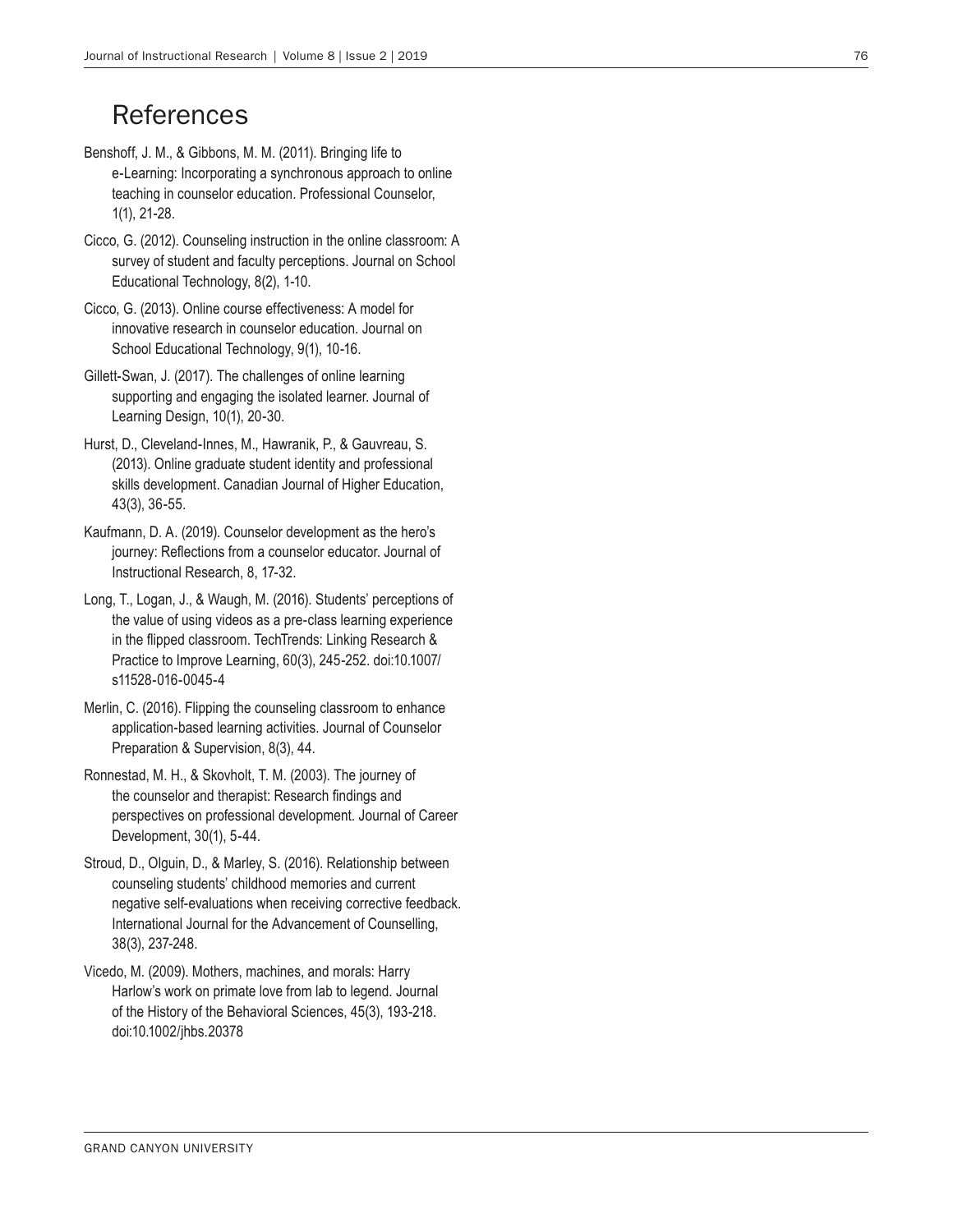# References

Benshoff, J. M., & Gibbons, M. M. (2011). Bringing life to e-Learning: Incorporating a synchronous approach to online teaching in counselor education. Professional Counselor, 1(1), 21-28.

Cicco, G. (2012). Counseling instruction in the online classroom: A survey of student and faculty perceptions. Journal on School Educational Technology, 8(2), 1-10.

Cicco, G. (2013). Online course effectiveness: A model for innovative research in counselor education. Journal on School Educational Technology, 9(1), 10-16.

Gillett-Swan, J. (2017). The challenges of online learning supporting and engaging the isolated learner. Journal of Learning Design, 10(1), 20-30.

Hurst, D., Cleveland-Innes, M., Hawranik, P., & Gauvreau, S. (2013). Online graduate student identity and professional skills development. Canadian Journal of Higher Education, 43(3), 36-55.

Kaufmann, D. A. (2019). Counselor development as the hero's journey: Reflections from a counselor educator. Journal of Instructional Research, 8, 17-32.

Long, T., Logan, J., & Waugh, M. (2016). Students' perceptions of the value of using videos as a pre-class learning experience in the flipped classroom. TechTrends: Linking Research & Practice to Improve Learning, 60(3), 245-252. doi:10.1007/s11528-016-0045-4

Merlin, C. (2016). Flipping the counseling classroom to enhance application-based learning activities. Journal of Counselor Preparation & Supervision, 8(3), 44.

Ronnestad, M. H., & Skovholt, T. M. (2003). The journey of the counselor and therapist: Research findings and perspectives on professional development. Journal of Career Development, 30(1), 5-44.

Stroud, D., Olguin, D., & Marley, S. (2016). Relationship between counseling students' childhood memories and current negative self-evaluations when receiving corrective feedback. International Journal for the Advancement of Counselling, 38(3), 237-248.

Vicedo, M. (2009). Mothers, machines, and morals: Harry Harlow's work on primate love from lab to legend. Journal of the History of the Behavioral Sciences, 45(3), 193-218. doi:10.1002/jhbs.20378